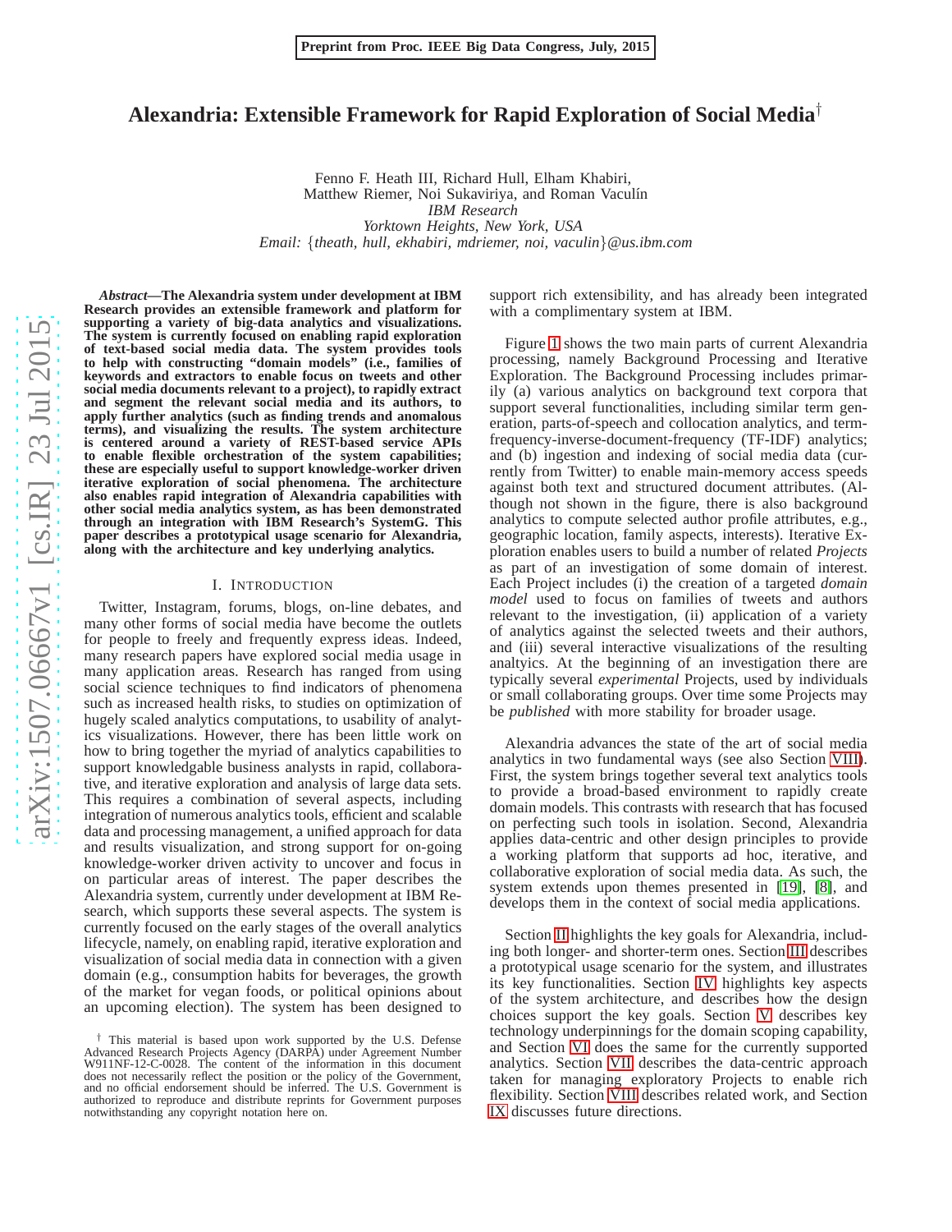Preprint from Proc. IEEE Big Data Congress, July, 2015

# Alexandria: Extensible Framework for Rapid Exploration of Social Media[†]

Fenno F. Heath III, Richard Hull, Elham Khabiri,
Matthew Riemer, Noi Sukaviriya, and Roman Vaculín
*IBM Research*
*Yorktown Heights, New York, USA*
*Email: {theath, hull, ekhabiri, mdriemer, noi, vaculin}@us.ibm.com*

***Abstract*—The Alexandria system under development at IBM Research provides an extensible framework and platform for supporting a variety of big-data analytics and visualizations. The system is currently focused on enabling rapid exploration of text-based social media data. The system provides tools to help with constructing "domain models" (i.e., families of keywords and extractors to enable focus on tweets and other social media documents relevant to a project), to rapidly extract and segment the relevant social media and its authors, to apply further analytics (such as finding trends and anomalous terms), and visualizing the results. The system architecture is centered around a variety of REST-based service APIs to enable flexible orchestration of the system capabilities; these are especially useful to support knowledge-worker driven iterative exploration of social phenomena. The architecture also enables rapid integration of Alexandria capabilities with other social media analytics system, as has been demonstrated through an integration with IBM Research's SystemG. This paper describes a prototypical usage scenario for Alexandria, along with the architecture and key underlying analytics.**

## I. Introduction

Twitter, Instagram, forums, blogs, on-line debates, and many other forms of social media have become the outlets for people to freely and frequently express ideas. Indeed, many research papers have explored social media usage in many application areas. Research has ranged from using social science techniques to find indicators of phenomena such as increased health risks, to studies on optimization of hugely scaled analytics computations, to usability of analytics visualizations. However, there has been little work on how to bring together the myriad of analytics capabilities to support knowledgable business analysts in rapid, collaborative, and iterative exploration and analysis of large data sets. This requires a combination of several aspects, including integration of numerous analytics tools, efficient and scalable data and processing management, a unified approach for data and results visualization, and strong support for on-going knowledge-worker driven activity to uncover and focus in on particular areas of interest. The paper describes the Alexandria system, currently under development at IBM Research, which supports these several aspects. The system is currently focused on the early stages of the overall analytics lifecycle, namely, on enabling rapid, iterative exploration and visualization of social media data in connection with a given domain (e.g., consumption habits for beverages, the growth of the market for vegan foods, or political opinions about an upcoming election). The system has been designed to support rich extensibility, and has already been integrated with a complimentary system at IBM.

Figure 1 shows the two main parts of current Alexandria processing, namely Background Processing and Iterative Exploration. The Background Processing includes primarily (a) various analytics on background text corpora that support several functionalities, including similar term generation, parts-of-speech and collocation analytics, and term-frequency-inverse-document-frequency (TF-IDF) analytics; and (b) ingestion and indexing of social media data (currently from Twitter) to enable main-memory access speeds against both text and structured document attributes. (Although not shown in the figure, there is also background analytics to compute selected author profile attributes, e.g., geographic location, family aspects, interests). Iterative Exploration enables users to build a number of related *Projects* as part of an investigation of some domain of interest. Each Project includes (i) the creation of a targeted *domain model* used to focus on families of tweets and authors relevant to the investigation, (ii) application of a variety of analytics against the selected tweets and their authors, and (iii) several interactive visualizations of the resulting analtyics. At the beginning of an investigation there are typically several *experimental* Projects, used by individuals or small collaborating groups. Over time some Projects may be *published* with more stability for broader usage.

Alexandria advances the state of the art of social media analytics in two fundamental ways (see also Section VIII). First, the system brings together several text analytics tools to provide a broad-based environment to rapidly create domain models. This contrasts with research that has focused on perfecting such tools in isolation. Second, Alexandria applies data-centric and other design principles to provide a working platform that supports ad hoc, iterative, and collaborative exploration of social media data. As such, the system extends upon themes presented in [19], [8], and develops them in the context of social media applications.

Section II highlights the key goals for Alexandria, including both longer- and shorter-term ones. Section III describes a prototypical usage scenario for the system, and illustrates its key functionalities. Section IV highlights key aspects of the system architecture, and describes how the design choices support the key goals. Section V describes key technology underpinnings for the domain scoping capability, and Section VI does the same for the currently supported analytics. Section VII describes the data-centric approach taken for managing exploratory Projects to enable rich flexibility. Section VIII describes related work, and Section IX discusses future directions.

[†] This material is based upon work supported by the U.S. Defense Advanced Research Projects Agency (DARPA) under Agreement Number W911NF-12-C-0028. The content of the information in this document does not necessarily reflect the position or the policy of the Government, and no official endorsement should be inferred. The U.S. Government is authorized to reproduce and distribute reprints for Government purposes notwithstanding any copyright notation here on.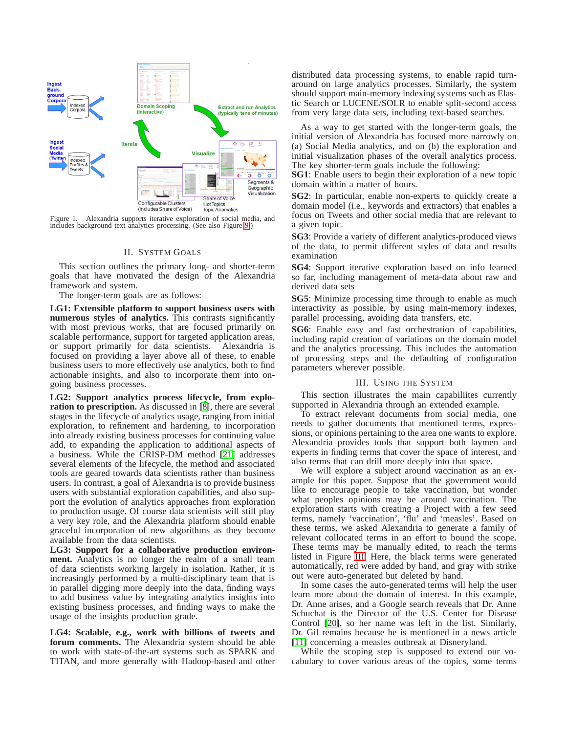Ingest Back-ground Corpora

Indexed Corpora

Ingest Social Media (Twitter)

Indexed Profiles & Tweets

Domain Scoping (Interactive)

Extract and run Analytics (typically tens of minutes)

Iterate

Visualize

Segments & Geographic Visualization

Configurable Clusters (includes Share of Voice)

Share of Voice
Hot Topics
Topic Anomalies

Figure 1. Alexandria supports iterative exploration of social media, and includes background text analytics processing. (See also Figure 9.)

## II. System Goals

This section outlines the primary long- and shorter-term goals that have motivated the design of the Alexandria framework and system.

The longer-term goals are as follows:

**LG1: Extensible platform to support business users with numerous styles of analytics.** This contrasts significantly with most previous works, that are focused primarily on scalable performance, support for targeted application areas, or support primarily for data scientists. Alexandria is focused on providing a layer above all of these, to enable business users to more effectively use analytics, both to find actionable insights, and also to incorporate them into on-going business processes.

**LG2: Support analytics process lifecycle, from exploration to prescription.** As discussed in [8], there are several stages in the lifecycle of analytics usage, ranging from initial exploration, to refinement and hardening, to incorporation into already existing business processes for continuing value add, to expanding the application to additional aspects of a business. While the CRISP-DM method [21] addresses several elements of the lifecycle, the method and associated tools are geared towards data scientists rather than business users. In contrast, a goal of Alexandria is to provide business users with substantial exploration capabilities, and also support the evolution of analytics approaches from exploration to production usage. Of course data scientists will still play a very key role, and the Alexandria platform should enable graceful incorporation of new algorithms as they become available from the data scientists.

**LG3: Support for a collaborative production environment.** Analytics is no longer the realm of a small team of data scientists working largely in isolation. Rather, it is increasingly performed by a multi-disciplinary team that is in parallel digging more deeply into the data, finding ways to add business value by integrating analytics insights into existing business processes, and finding ways to make the usage of the insights production grade.

**LG4: Scalable, e.g., work with billions of tweets and forum comments.** The Alexandria system should be able to work with state-of-the-art systems such as SPARK and TITAN, and more generally with Hadoop-based and other distributed data processing systems, to enable rapid turn-around on large analytics processes. Similarly, the system should support main-memory indexing systems such as Elastic Search or LUCENE/SOLR to enable split-second access from very large data sets, including text-based searches.

As a way to get started with the longer-term goals, the initial version of Alexandria has focused more narrowly on (a) Social Media analytics, and on (b) the exploration and initial visualization phases of the overall analytics process. The key shorter-term goals include the following:

**SG1**: Enable users to begin their exploration of a new topic domain within a matter of hours.

**SG2**: In particular, enable non-experts to quickly create a domain model (i.e., keywords and extractors) that enables a focus on Tweets and other social media that are relevant to a given topic.

**SG3**: Provide a variety of different analytics-produced views of the data, to permit different styles of data and results examination

**SG4**: Support iterative exploration based on info learned so far, including management of meta-data about raw and derived data sets

**SG5**: Minimize processing time through to enable as much interactivity as possible, by using main-memory indexes, parallel processing, avoiding data transfers, etc.

**SG6**: Enable easy and fast orchestration of capabilities, including rapid creation of variations on the domain model and the analytics processing. This includes the automation of processing steps and the defaulting of configuration parameters wherever possible.

## III. Using the System

This section illustrates the main capabiliites currently supported in Alexandria through an extended example.

To extract relevant documents from social media, one needs to gather documents that mentioned terms, expressions, or opinions pertaining to the area one wants to explore. Alexandria provides tools that support both laymen and experts in finding terms that cover the space of interest, and also terms that can drill more deeply into that space.

We will explore a subject around vaccination as an example for this paper. Suppose that the government would like to encourage people to take vaccination, but wonder what peoples opinions may be around vaccination. The exploration starts with creating a Project with a few seed terms, namely 'vaccination', 'flu' and 'measles'. Based on these terms, we asked Alexandria to generate a family of relevant collocated terms in an effort to bound the scope. These terms may be manually edited, to reach the terms listed in Figure III. Here, the black terms were generated automatically, red were added by hand, and gray with strike out were auto-generated but deleted by hand.

In some cases the auto-generated terms will help the user learn more about the domain of interest. In this example, Dr. Anne arises, and a Google search reveals that Dr. Anne Schuchat is the Director of the U.S. Center for Disease Control [20], so her name was left in the list. Similarly, Dr. Gil remains because he is mentioned in a news article [11] concerning a measles outbreak at Disneryland.

While the scoping step is supposed to extend our vocabulary to cover various areas of the topics, some terms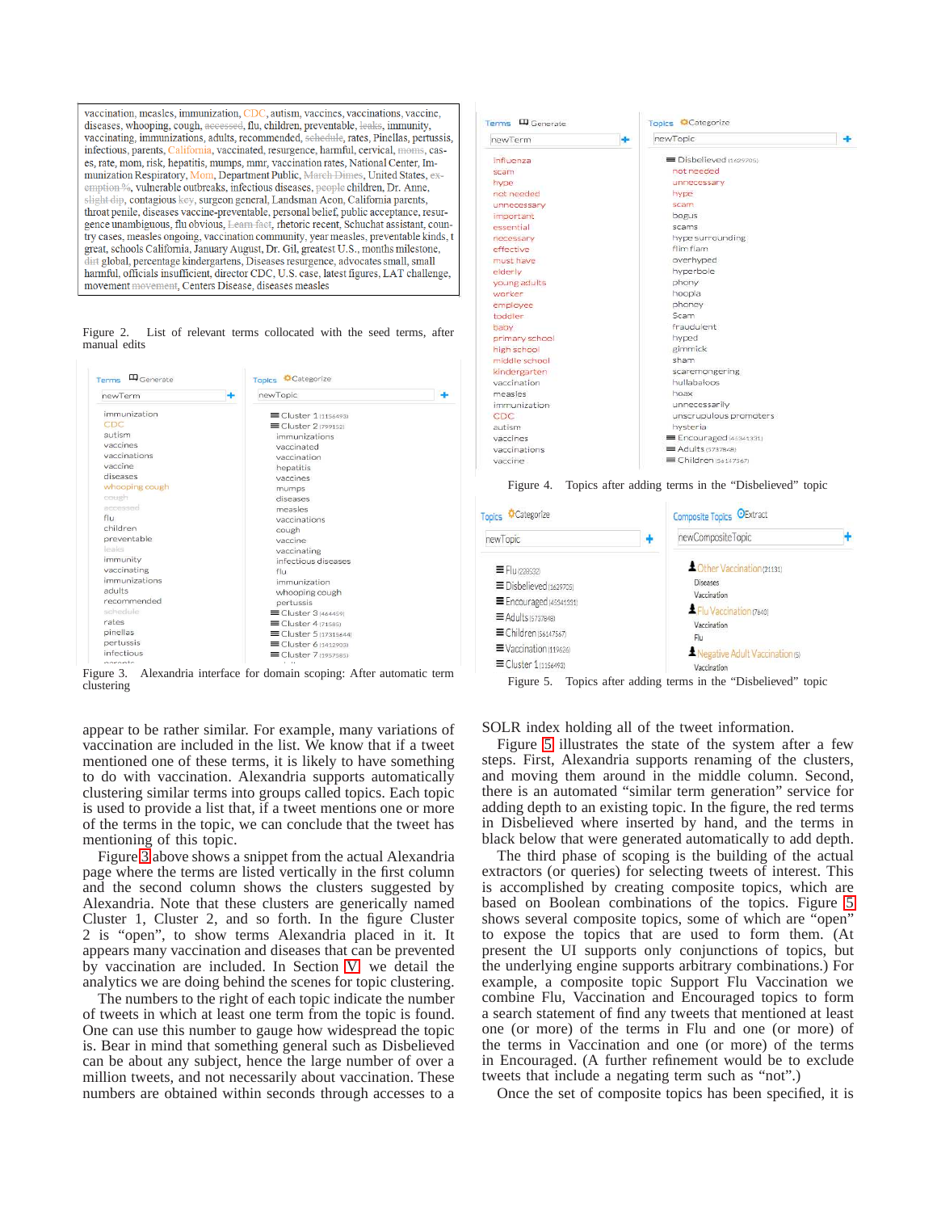vaccination, measles, immunization, CDC, autism, vaccines, vaccinations, vaccine, diseases, whooping, cough, ~~accessed~~, flu, children, preventable, ~~leaks~~, immunity, vaccinating, immunizations, adults, recommended, ~~schedule~~, rates, Pinellas, pertussis, infectious, parents, California, vaccinated, resurgence, harmful, cervical, ~~moms~~, cases, rate, mom, risk, hepatitis, mumps, mmr, vaccination rates, National Center, Immunization Respiratory, Mom, Department Public, ~~March Dimes~~, United States, ~~exemption %~~, vulnerable outbreaks, infectious diseases, ~~people~~ children, Dr. Anne, ~~slight dip~~, contagious ~~key~~, surgeon general, Landsman Acon, California parents, throat penile, diseases vaccine-preventable, personal belief, public acceptance, resurgence unambiguous, flu obvious, ~~Learn fact~~, rhetoric recent, Schuchat assistant, country cases, measles ongoing, vaccination community, year measles, preventable kinds, t great, schools California, January August, Dr. Gil, greatest U.S., months milestone, ~~dirt~~ global, percentage kindergartens, Diseases resurgence, advocates small, small harmful, officials insufficient, director CDC, U.S. case, latest figures, LAT challenge, movement ~~movement~~, Centers Disease, diseases measles

Figure 2. List of relevant terms collocated with the seed terms, after manual edits

Figure 3. Alexandria interface for domain scoping: After automatic term clustering

Figure 4. Topics after adding terms in the "Disbelieved" topic

Figure 5. Topics after adding terms in the "Disbelieved" topic

appear to be rather similar. For example, many variations of vaccination are included in the list. We know that if a tweet mentioned one of these terms, it is likely to have something to do with vaccination. Alexandria supports automatically clustering similar terms into groups called topics. Each topic is used to provide a list that, if a tweet mentions one or more of the terms in the topic, we can conclude that the tweet has mentioning of this topic.

Figure 3 above shows a snippet from the actual Alexandria page where the terms are listed vertically in the first column and the second column shows the clusters suggested by Alexandria. Note that these clusters are generically named Cluster 1, Cluster 2, and so forth. In the figure Cluster 2 is "open", to show terms Alexandria placed in it. It appears many vaccination and diseases that can be prevented by vaccination are included. In Section V we detail the analytics we are doing behind the scenes for topic clustering.

The numbers to the right of each topic indicate the number of tweets in which at least one term from the topic is found. One can use this number to gauge how widespread the topic is. Bear in mind that something general such as Disbelieved can be about any subject, hence the large number of over a million tweets, and not necessarily about vaccination. These numbers are obtained within seconds through accesses to a SOLR index holding all of the tweet information.

Figure 5 illustrates the state of the system after a few steps. First, Alexandria supports renaming of the clusters, and moving them around in the middle column. Second, there is an automated "similar term generation" service for adding depth to an existing topic. In the figure, the red terms in Disbelieved where inserted by hand, and the terms in black below that were generated automatically to add depth.

The third phase of scoping is the building of the actual extractors (or queries) for selecting tweets of interest. This is accomplished by creating composite topics, which are based on Boolean combinations of the topics. Figure 5 shows several composite topics, some of which are "open" to expose the topics that are used to form them. (At present the UI supports only conjunctions of topics, but the underlying engine supports arbitrary combinations.) For example, a composite topic Support Flu Vaccination we combine Flu, Vaccination and Encouraged topics to form a search statement of find any tweets that mentioned at least one (or more) of the terms in Flu and one (or more) of the terms in Vaccination and one (or more) of the terms in Encouraged. (A further refinement would be to exclude tweets that include a negating term such as "not".)

Once the set of composite topics has been specified, it is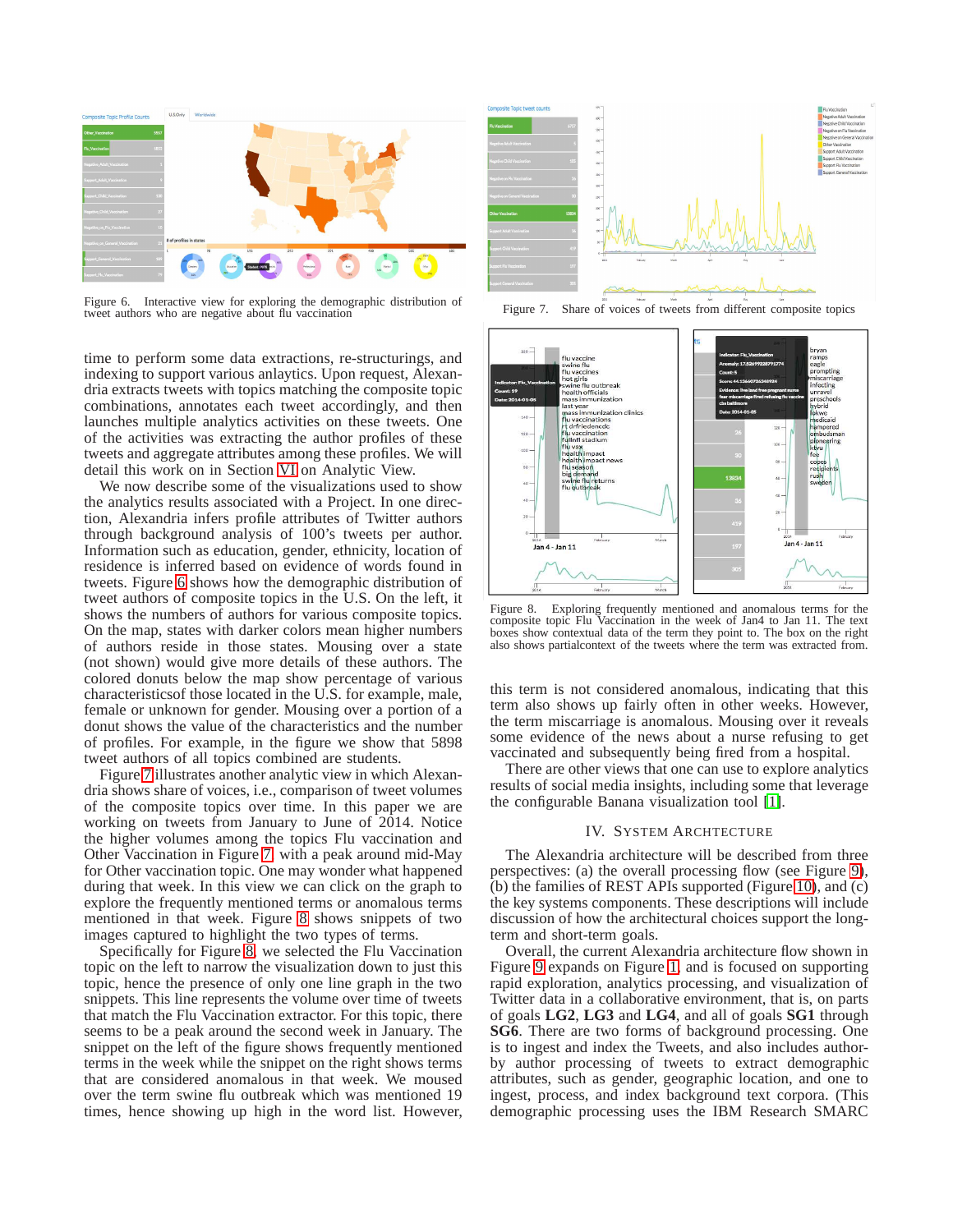Figure 6. Interactive view for exploring the demographic distribution of tweet authors who are negative about flu vaccination

Figure 7. Share of voices of tweets from different composite topics

Figure 8. Exploring frequently mentioned and anomalous terms for the composite topic Flu Vaccination in the week of Jan4 to Jan 11. The text boxes show contextual data of the term they point to. The box on the right also shows partialcontext of the tweets where the term was extracted from.

time to perform some data extractions, re-structurings, and indexing to support various analytics. Upon request, Alexandria extracts tweets with topics matching the composite topic combinations, annotates each tweet accordingly, and then launches multiple analytics activities on these tweets. One of the activities was extracting the author profiles of these tweets and aggregate attributes among these profiles. We will detail this work on in Section VI on Analytic View.

We now describe some of the visualizations used to show the analytics results associated with a Project. In one direction, Alexandria infers profile attributes of Twitter authors through background analysis of 100's tweets per author. Information such as education, gender, ethnicity, location of residence is inferred based on evidence of words found in tweets. Figure 6 shows how the demographic distribution of tweet authors of composite topics in the U.S. On the left, it shows the numbers of authors for various composite topics. On the map, states with darker colors mean higher numbers of authors reside in those states. Mousing over a state (not shown) would give more details of these authors. The colored donuts below the map show percentage of various characteristicsof those located in the U.S. for example, male, female or unknown for gender. Mousing over a portion of a donut shows the value of the characteristics and the number of profiles. For example, in the figure we show that 5898 tweet authors of all topics combined are students.

Figure 7 illustrates another analytic view in which Alexandria shows share of voices, i.e., comparison of tweet volumes of the composite topics over time. In this paper we are working on tweets from January to June of 2014. Notice the higher volumes among the topics Flu vaccination and Other Vaccination in Figure 7 with a peak around mid-May for Other vaccination topic. One may wonder what happened during that week. In this view we can click on the graph to explore the frequently mentioned terms or anomalous terms mentioned in that week. Figure 8 shows snippets of two images captured to highlight the two types of terms.

Specifically for Figure 8, we selected the Flu Vaccination topic on the left to narrow the visualization down to just this topic, hence the presence of only one line graph in the two snippets. This line represents the volume over time of tweets that match the Flu Vaccination extractor. For this topic, there seems to be a peak around the second week in January. The snippet on the left of the figure shows frequently mentioned terms in the week while the snippet on the right shows terms that are considered anomalous in that week. We moused over the term swine flu outbreak which was mentioned 19 times, hence showing up high in the word list. However, this term is not considered anomalous, indicating that this term also shows up fairly often in other weeks. However, the term miscarriage is anomalous. Mousing over it reveals some evidence of the news about a nurse refusing to get vaccinated and subsequently being fired from a hospital.

There are other views that one can use to explore analytics results of social media insights, including some that leverage the configurable Banana visualization tool [1].

## IV. System Archtecture

The Alexandria architecture will be described from three perspectives: (a) the overall processing flow (see Figure 9), (b) the families of REST APIs supported (Figure 10), and (c) the key systems components. These descriptions will include discussion of how the architectural choices support the long-term and short-term goals.

Overall, the current Alexandria architecture flow shown in Figure 9 expands on Figure 1, and is focused on supporting rapid exploration, analytics processing, and visualization of Twitter data in a collaborative environment, that is, on parts of goals **LG2**, **LG3** and **LG4**, and all of goals **SG1** through **SG6**. There are two forms of background processing. One is to ingest and index the Tweets, and also includes author-by author processing of tweets to extract demographic attributes, such as gender, geographic location, and one to ingest, process, and index background text corpora. (This demographic processing uses the IBM Research SMARC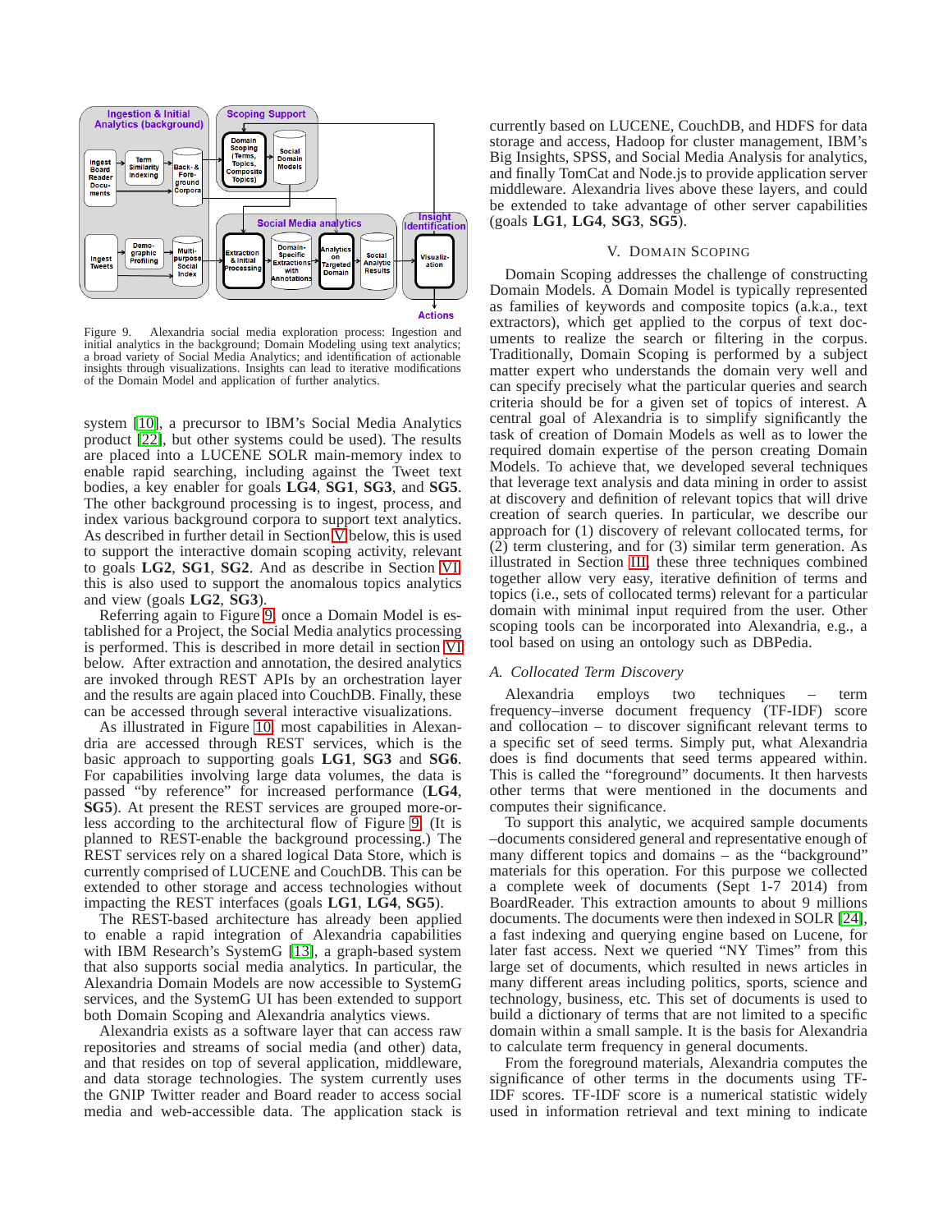Ingestion & Initial Analytics (background)

Ingest Board Reader Docu-ments

Term Similarity Indexing

Back- & Fore-ground Corpora

Scoping Support

Domain Scoping (Terms, Topics, Composite Topics)

Social Domain Models

Social Media analytics

Ingest Tweets

Demo-graphic Profiling

Multi-purpose Social Index

Extraction & Initial Processing

Domain-Specific Extractions with Annotations

Analytics on Targeted Domain

Social Analytic Results

Insight Identification

Visualiz-ation

Actions

Figure 9. Alexandria social media exploration process: Ingestion and initial analytics in the background; Domain Modeling using text analytics; a broad variety of Social Media Analytics; and identification of actionable insights through visualizations. Insights can lead to iterative modifications of the Domain Model and application of further analytics.

system [10], a precursor to IBM's Social Media Analytics product [22], but other systems could be used). The results are placed into a LUCENE SOLR main-memory index to enable rapid searching, including against the Tweet text bodies, a key enabler for goals **LG4**, **SG1**, **SG3**, and **SG5**. The other background processing is to ingest, process, and index various background corpora to support text analytics. As described in further detail in Section V below, this is used to support the interactive domain scoping activity, relevant to goals **LG2**, **SG1**, **SG2**. And as describe in Section VI this is also used to support the anomalous topics analytics and view (goals **LG2**, **SG3**).

Referring again to Figure 9, once a Domain Model is established for a Project, the Social Media analytics processing is performed. This is described in more detail in section VI below. After extraction and annotation, the desired analytics are invoked through REST APIs by an orchestration layer and the results are again placed into CouchDB. Finally, these can be accessed through several interactive visualizations.

As illustrated in Figure 10, most capabilities in Alexandria are accessed through REST services, which is the basic approach to supporting goals **LG1**, **SG3** and **SG6**. For capabilities involving large data volumes, the data is passed "by reference" for increased performance (**LG4**, **SG5**). At present the REST services are grouped more-or-less according to the architectural flow of Figure 9. (It is planned to REST-enable the background processing.) The REST services rely on a shared logical Data Store, which is currently comprised of LUCENE and CouchDB. This can be extended to other storage and access technologies without impacting the REST interfaces (goals **LG1**, **LG4**, **SG5**).

The REST-based architecture has already been applied to enable a rapid integration of Alexandria capabilities with IBM Research's SystemG [13], a graph-based system that also supports social media analytics. In particular, the Alexandria Domain Models are now accessible to SystemG services, and the SystemG UI has been extended to support both Domain Scoping and Alexandria analytics views.

Alexandria exists as a software layer that can access raw repositories and streams of social media (and other) data, and that resides on top of several application, middleware, and data storage technologies. The system currently uses the GNIP Twitter reader and Board reader to access social media and web-accessible data. The application stack is currently based on LUCENE, CouchDB, and HDFS for data storage and access, Hadoop for cluster management, IBM's Big Insights, SPSS, and Social Media Analysis for analytics, and finally TomCat and Node.js to provide application server middleware. Alexandria lives above these layers, and could be extended to take advantage of other server capabilities (goals **LG1**, **LG4**, **SG3**, **SG5**).

## V. Domain Scoping

Domain Scoping addresses the challenge of constructing Domain Models. A Domain Model is typically represented as families of keywords and composite topics (a.k.a., text extractors), which get applied to the corpus of text documents to realize the search or filtering in the corpus. Traditionally, Domain Scoping is performed by a subject matter expert who understands the domain very well and can specify precisely what the particular queries and search criteria should be for a given set of topics of interest. A central goal of Alexandria is to simplify significantly the task of creation of Domain Models as well as to lower the required domain expertise of the person creating Domain Models. To achieve that, we developed several techniques that leverage text analysis and data mining in order to assist at discovery and definition of relevant topics that will drive creation of search queries. In particular, we describe our approach for (1) discovery of relevant collocated terms, for (2) term clustering, and for (3) similar term generation. As illustrated in Section III, these three techniques combined together allow very easy, iterative definition of terms and topics (i.e., sets of collocated terms) relevant for a particular domain with minimal input required from the user. Other scoping tools can be incorporated into Alexandria, e.g., a tool based on using an ontology such as DBPedia.

### *A. Collocated Term Discovery*

Alexandria employs two techniques – term frequency–inverse document frequency (TF-IDF) score and collocation – to discover significant relevant terms to a specific set of seed terms. Simply put, what Alexandria does is find documents that seed terms appeared within. This is called the "foreground" documents. It then harvests other terms that were mentioned in the documents and computes their significance.

To support this analytic, we acquired sample documents –documents considered general and representative enough of many different topics and domains – as the "background" materials for this operation. For this purpose we collected a complete week of documents (Sept 1-7 2014) from BoardReader. This extraction amounts to about 9 millions documents. The documents were then indexed in SOLR [24], a fast indexing and querying engine based on Lucene, for later fast access. Next we queried "NY Times" from this large set of documents, which resulted in news articles in many different areas including politics, sports, science and technology, business, etc. This set of documents is used to build a dictionary of terms that are not limited to a specific domain within a small sample. It is the basis for Alexandria to calculate term frequency in general documents.

From the foreground materials, Alexandria computes the significance of other terms in the documents using TF-IDF scores. TF-IDF score is a numerical statistic widely used in information retrieval and text mining to indicate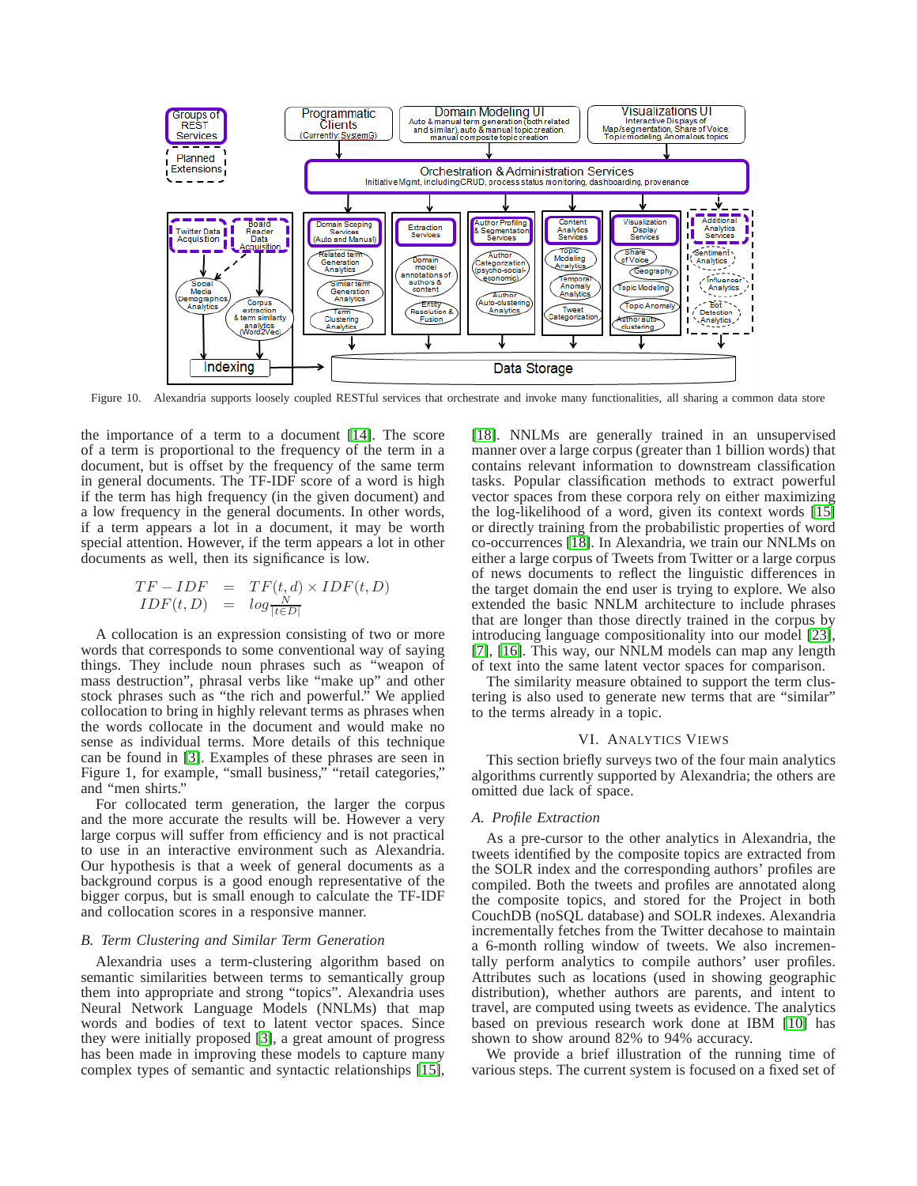Groups of REST Services

Planned Extensions

Programmatic Clients (Currently: SystemG)

Domain Modeling UI
Auto & manual term generation (both related and similar), auto & manual topic creation, manual composite topic creation

Visualizations UI
Interactive Displays of Map/segmentation, Share of Voice, Topic modeling, Anomalous topics

Orchestration & Administration Services
Initiative Mgmt, including CRUD, process status monitoring, dashboarding, provenance

Twitter Data Acquisition

Board Reader Data Acquisition

Social Media Demographics Analytics

Corpus extraction & term similarity analytics (Word2Vec)

Indexing

Domain Scoping Services (Auto and Manual)

Related term Generation Analytics

Similar term Generation Analytics

Term Clustering Analytics

Extraction Services

Domain model annotations of authors & content

Entity Resolution & Fusion

Author Profiling & Segmentation Services

Author Categorization (psycho-social-economic)

Author Auto-clustering Analytics

Content Analytics Services

Topic Modeling Analytics

Temporal Anomaly Analytics

Tweet Categorization

Visualization Display Services

Share of Voice

Geography

Topic Modeling

Topic Anomaly

Author auto-clustering

Additional Analytics Services

Sentiment Analytics

Influencer Analytics

Bot Detection Analytics

Data Storage

Figure 10. Alexandria supports loosely coupled RESTful services that orchestrate and invoke many functionalities, all sharing a common data store

the importance of a term to a document [14]. The score of a term is proportional to the frequency of the term in a document, but is offset by the frequency of the same term in general documents. The TF-IDF score of a word is high if the term has high frequency (in the given document) and a low frequency in the general documents. In other words, if a term appears a lot in a document, it may be worth special attention. However, if the term appears a lot in other documents as well, then its significance is low.

$$
\begin{aligned}
TF-IDF &= TF(t,d) \times IDF(t,D) \\
IDF(t,D) &= log\frac{N}{|t \in D|}
\end{aligned}
$$

A collocation is an expression consisting of two or more words that corresponds to some conventional way of saying things. They include noun phrases such as "weapon of mass destruction", phrasal verbs like "make up" and other stock phrases such as "the rich and powerful." We applied collocation to bring in highly relevant terms as phrases when the words collocate in the document and would make no sense as individual terms. More details of this technique can be found in [3]. Examples of these phrases are seen in Figure 1, for example, "small business," "retail categories," and "men shirts."

For collocated term generation, the larger the corpus and the more accurate the results will be. However a very large corpus will suffer from efficiency and is not practical to use in an interactive environment such as Alexandria. Our hypothesis is that a week of general documents as a background corpus is a good enough representative of the bigger corpus, but is small enough to calculate the TF-IDF and collocation scores in a responsive manner.

### B. Term Clustering and Similar Term Generation

Alexandria uses a term-clustering algorithm based on semantic similarities between terms to semantically group them into appropriate and strong "topics". Alexandria uses Neural Network Language Models (NNLMs) that map words and bodies of text to latent vector spaces. Since they were initially proposed [3], a great amount of progress has been made in improving these models to capture many complex types of semantic and syntactic relationships [15], [18]. NNLMs are generally trained in an unsupervised manner over a large corpus (greater than 1 billion words) that contains relevant information to downstream classification tasks. Popular classification methods to extract powerful vector spaces from these corpora rely on either maximizing the log-likelihood of a word, given its context words [15] or directly training from the probabilistic properties of word co-occurrences [18]. In Alexandria, we train our NNLMs on either a large corpus of Tweets from Twitter or a large corpus of news documents to reflect the linguistic differences in the target domain the end user is trying to explore. We also extended the basic NNLM architecture to include phrases that are longer than those directly trained in the corpus by introducing language compositionality into our model [23], [7], [16]. This way, our NNLM models can map any length of text into the same latent vector spaces for comparison.

The similarity measure obtained to support the term clustering is also used to generate new terms that are "similar" to the terms already in a topic.

## VI. Analytics Views

This section briefly surveys two of the four main analytics algorithms currently supported by Alexandria; the others are omitted due lack of space.

### A. Profile Extraction

As a pre-cursor to the other analytics in Alexandria, the tweets identified by the composite topics are extracted from the SOLR index and the corresponding authors' profiles are compiled. Both the tweets and profiles are annotated along the composite topics, and stored for the Project in both CouchDB (noSQL database) and SOLR indexes. Alexandria incrementally fetches from the Twitter decahose to maintain a 6-month rolling window of tweets. We also incrementally perform analytics to compile authors' user profiles. Attributes such as locations (used in showing geographic distribution), whether authors are parents, and intent to travel, are computed using tweets as evidence. The analytics based on previous research work done at IBM [10] has shown to show around 82% to 94% accuracy.

We provide a brief illustration of the running time of various steps. The current system is focused on a fixed set of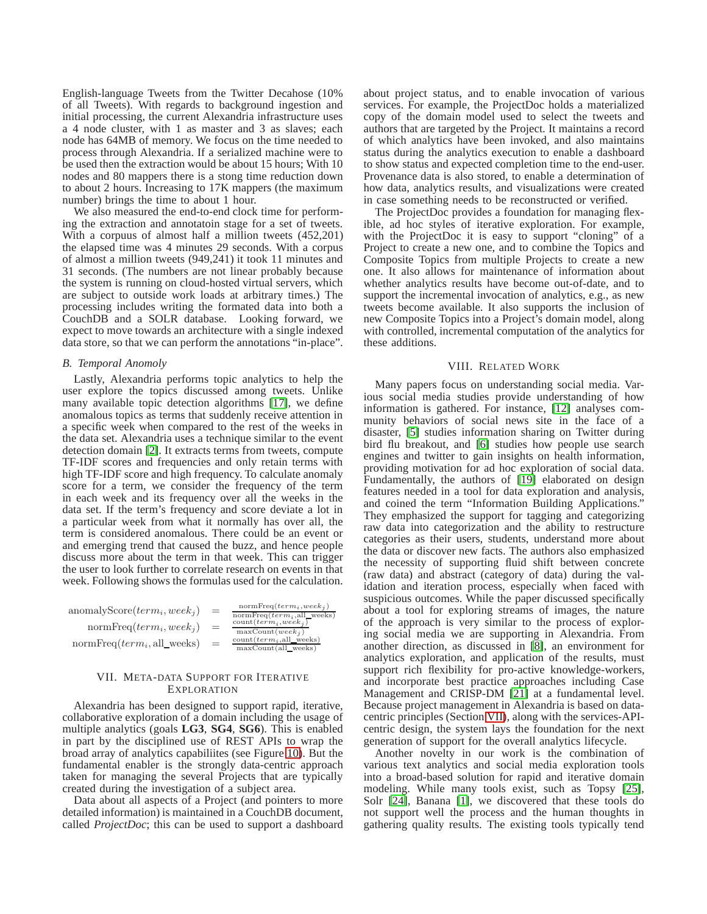English-language Tweets from the Twitter Decahose (10% of all Tweets). With regards to background ingestion and initial processing, the current Alexandria infrastructure uses a 4 node cluster, with 1 as master and 3 as slaves; each node has 64MB of memory. We focus on the time needed to process through Alexandria. If a serialized machine were to be used then the extraction would be about 15 hours; With 10 nodes and 80 mappers there is a stong time reduction down to about 2 hours. Increasing to 17K mappers (the maximum number) brings the time to about 1 hour.

We also measured the end-to-end clock time for performing the extraction and annotatoin stage for a set of tweets. With a corpuus of almost half a million tweets (452,201) the elapsed time was 4 minutes 29 seconds. With a corpus of almost a million tweets (949,241) it took 11 minutes and 31 seconds. (The numbers are not linear probably because the system is running on cloud-hosted virtual servers, which are subject to outside work loads at arbitrary times.) The processing includes writing the formated data into both a CouchDB and a SOLR database. Looking forward, we expect to move towards an architecture with a single indexed data store, so that we can perform the annotations "in-place".

### B. Temporal Anomoly

Lastly, Alexandria performs topic analytics to help the user explore the topics discussed among tweets. Unlike many available topic detection algorithms [17], we define anomalous topics as terms that suddenly receive attention in a specific week when compared to the rest of the weeks in the data set. Alexandria uses a technique similar to the event detection domain [2]. It extracts terms from tweets, compute TF-IDF scores and frequencies and only retain terms with high TF-IDF score and high frequency. To calculate anomaly score for a term, we consider the frequency of the term in each week and its frequency over all the weeks in the data set. If the term's frequency and score deviate a lot in a particular week from what it normally has over all, the term is considered anomalous. There could be an event or and emerging trend that caused the buzz, and hence people discuss more about the term in that week. This can trigger the user to look further to correlate research on events in that week. Following shows the formulas used for the calculation.

$$\begin{aligned}
\text{anomalyScore}(term_i, week_j) &= \frac{\text{normFreq}(term_i, week_j)}{\text{normFreq}(term_i, \text{all\_weeks})} \\
\text{normFreq}(term_i, week_j) &= \frac{\text{count}(term_i, week_j)}{\text{maxCount}(week_j)} \\
\text{normFreq}(term_i, \text{all\_weeks}) &= \frac{\text{count}(term_i, \text{all\_weeks})}{\text{maxCount}(\text{all\_weeks})}
\end{aligned}$$

## VII. Meta-data Support for Iterative Exploration

Alexandria has been designed to support rapid, iterative, collaborative exploration of a domain including the usage of multiple analytics (goals **LG3**, **SG4**, **SG6**). This is enabled in part by the disciplined use of REST APIs to wrap the broad array of analytics capabiliites (see Figure 10). But the fundamental enabler is the strongly data-centric approach taken for managing the several Projects that are typically created during the investigation of a subject area.

Data about all aspects of a Project (and pointers to more detailed information) is maintained in a CouchDB document, called *ProjectDoc*; this can be used to support a dashboard about project status, and to enable invocation of various services. For example, the ProjectDoc holds a materialized copy of the domain model used to select the tweets and authors that are targeted by the Project. It maintains a record of which analytics have been invoked, and also maintains status during the analytics execution to enable a dashboard to show status and expected completion time to the end-user. Provenance data is also stored, to enable a determination of how data, analytics results, and visualizations were created in case something needs to be reconstructed or verified.

The ProjectDoc provides a foundation for managing flexible, ad hoc styles of iterative exploration. For example, with the ProjectDoc it is easy to support "cloning" of a Project to create a new one, and to combine the Topics and Composite Topics from multiple Projects to create a new one. It also allows for maintenance of information about whether analytics results have become out-of-date, and to support the incremental invocation of analytics, e.g., as new tweets become available. It also supports the inclusion of new Composite Topics into a Project's domain model, along with controlled, incremental computation of the analytics for these additions.

## VIII. Related Work

Many papers focus on understanding social media. Various social media studies provide understanding of how information is gathered. For instance, [12] analyses community behaviors of social news site in the face of a disaster, [5] studies information sharing on Twitter during bird flu breakout, and [6] studies how people use search engines and twitter to gain insights on health information, providing motivation for ad hoc exploration of social data. Fundamentally, the authors of [19] elaborated on design features needed in a tool for data exploration and analysis, and coined the term "Information Building Applications." They emphasized the support for tagging and categorizing raw data into categorization and the ability to restructure categories as their users, students, understand more about the data or discover new facts. The authors also emphasized the necessity of supporting fluid shift between concrete (raw data) and abstract (category of data) during the validation and iteration process, especially when faced with suspicious outcomes. While the paper discussed specifically about a tool for exploring streams of images, the nature of the approach is very similar to the process of exploring social media we are supporting in Alexandria. From another direction, as discussed in [8], an environment for analytics exploration, and application of the results, must support rich flexibility for pro-active knowledge-workers, and incorporate best practice approaches including Case Management and CRISP-DM [21] at a fundamental level. Because project management in Alexandria is based on data-centric principles (Section VII), along with the services-API-centric design, the system lays the foundation for the next generation of support for the overall analytics lifecycle.

Another novelty in our work is the combination of various text analytics and social media exploration tools into a broad-based solution for rapid and iterative domain modeling. While many tools exist, such as Topsy [25], Solr [24], Banana [1], we discovered that these tools do not support well the process and the human thoughts in gathering quality results. The existing tools typically tend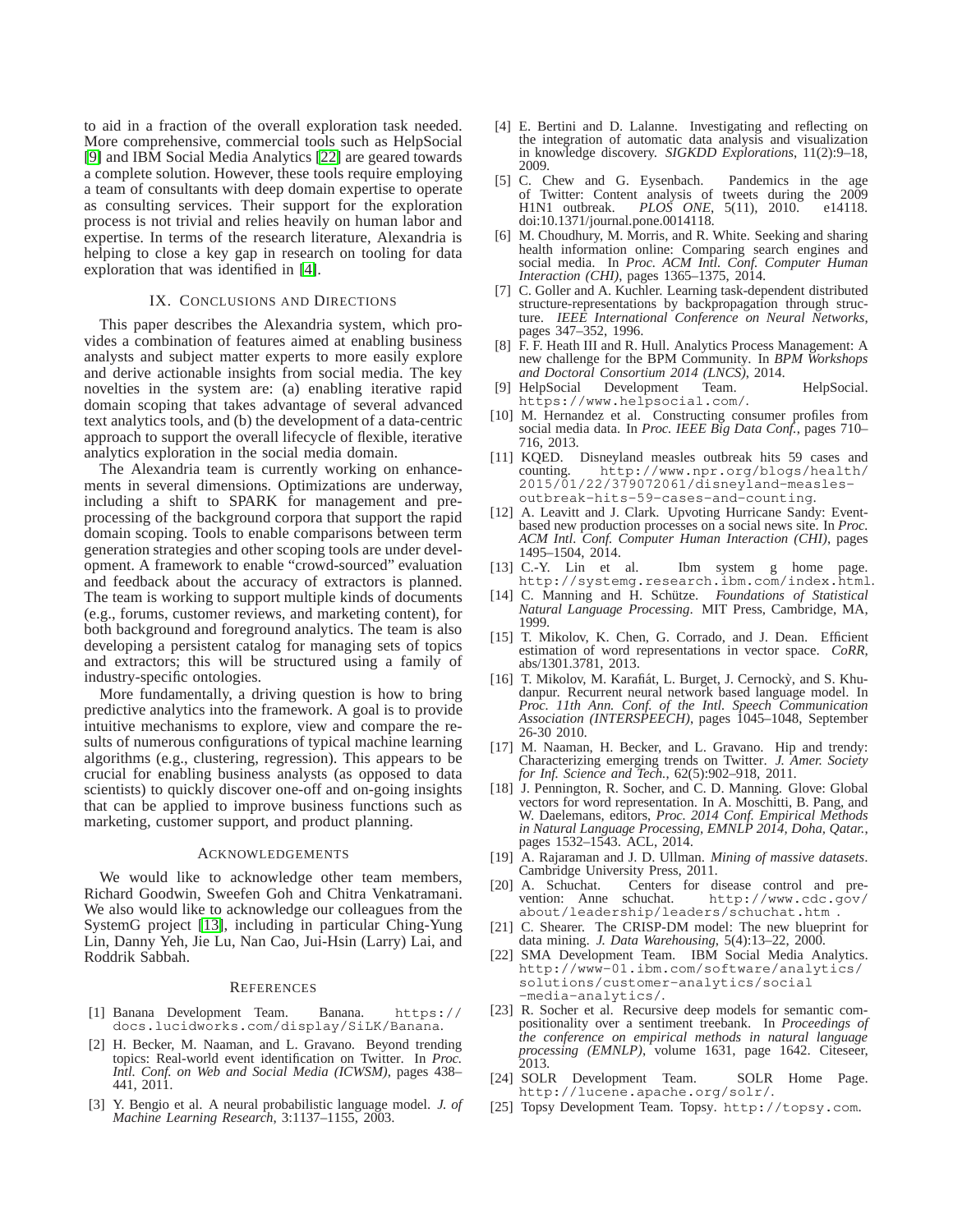to aid in a fraction of the overall exploration task needed. More comprehensive, commercial tools such as HelpSocial [9] and IBM Social Media Analytics [22] are geared towards a complete solution. However, these tools require employing a team of consultants with deep domain expertise to operate as consulting services. Their support for the exploration process is not trivial and relies heavily on human labor and expertise. In terms of the research literature, Alexandria is helping to close a key gap in research on tooling for data exploration that was identified in [4].

## IX. Conclusions and Directions

This paper describes the Alexandria system, which provides a combination of features aimed at enabling business analysts and subject matter experts to more easily explore and derive actionable insights from social media. The key novelties in the system are: (a) enabling iterative rapid domain scoping that takes advantage of several advanced text analytics tools, and (b) the development of a data-centric approach to support the overall lifecycle of flexible, iterative analytics exploration in the social media domain.

The Alexandria team is currently working on enhancements in several dimensions. Optimizations are underway, including a shift to SPARK for management and pre-processing of the background corpora that support the rapid domain scoping. Tools to enable comparisons between term generation strategies and other scoping tools are under development. A framework to enable "crowd-sourced" evaluation and feedback about the accuracy of extractors is planned. The team is working to support multiple kinds of documents (e.g., forums, customer reviews, and marketing content), for both background and foreground analytics. The team is also developing a persistent catalog for managing sets of topics and extractors; this will be structured using a family of industry-specific ontologies.

More fundamentally, a driving question is how to bring predictive analytics into the framework. A goal is to provide intuitive mechanisms to explore, view and compare the results of numerous configurations of typical machine learning algorithms (e.g., clustering, regression). This appears to be crucial for enabling business analysts (as opposed to data scientists) to quickly discover one-off and on-going insights that can be applied to improve business functions such as marketing, customer support, and product planning.

## Acknowledgements

We would like to acknowledge other team members, Richard Goodwin, Sweefen Goh and Chitra Venkatramani. We also would like to acknowledge our colleagues from the SystemG project [13], including in particular Ching-Yung Lin, Danny Yeh, Jie Lu, Nan Cao, Jui-Hsin (Larry) Lai, and Roddrik Sabbah.

## References

[1] Banana Development Team. Banana. https://docs.lucidworks.com/display/SiLK/Banana.

[2] H. Becker, M. Naaman, and L. Gravano. Beyond trending topics: Real-world event identification on Twitter. In *Proc. Intl. Conf. on Web and Social Media (ICWSM)*, pages 438–441, 2011.

[3] Y. Bengio et al. A neural probabilistic language model. *J. of Machine Learning Research*, 3:1137–1155, 2003.

[4] E. Bertini and D. Lalanne. Investigating and reflecting on the integration of automatic data analysis and visualization in knowledge discovery. *SIGKDD Explorations*, 11(2):9–18, 2009.

[5] C. Chew and G. Eysenbach. Pandemics in the age of Twitter: Content analysis of tweets during the 2009 H1N1 outbreak. *PLOS ONE*, 5(11), 2010. e14118. doi:10.1371/journal.pone.0014118.

[6] M. Choudhury, M. Morris, and R. White. Seeking and sharing health information online: Comparing search engines and social media. In *Proc. ACM Intl. Conf. Computer Human Interaction (CHI)*, pages 1365–1375, 2014.

[7] C. Goller and A. Kuchler. Learning task-dependent distributed structure-representations by backpropagation through structure. *IEEE International Conference on Neural Networks*, pages 347–352, 1996.

[8] F. F. Heath III and R. Hull. Analytics Process Management: A new challenge for the BPM Community. In *BPM Workshops and Doctoral Consortium 2014 (LNCS)*, 2014.

[9] HelpSocial Development Team. HelpSocial. https://www.helpsocial.com/.

[10] M. Hernandez et al. Constructing consumer profiles from social media data. In *Proc. IEEE Big Data Conf.*, pages 710–716, 2013.

[11] KQED. Disneyland measles outbreak hits 59 cases and counting. http://www.npr.org/blogs/health/2015/01/22/379072061/disneyland-measles-outbreak-hits-59-cases-and-counting.

[12] A. Leavitt and J. Clark. Upvoting Hurricane Sandy: Event-based new production processes on a social news site. In *Proc. ACM Intl. Conf. Computer Human Interaction (CHI)*, pages 1495–1504, 2014.

[13] C.-Y. Lin et al. Ibm system g home page. http://systemg.research.ibm.com/index.html.

[14] C. Manning and H. Schütze. *Foundations of Statistical Natural Language Processing*. MIT Press, Cambridge, MA, 1999.

[15] T. Mikolov, K. Chen, G. Corrado, and J. Dean. Efficient estimation of word representations in vector space. *CoRR*, abs/1301.3781, 2013.

[16] T. Mikolov, M. Karafiát, L. Burget, J. Cernockỳ, and S. Khudanpur. Recurrent neural network based language model. In *Proc. 11th Ann. Conf. of the Intl. Speech Communication Association (INTERSPEECH)*, pages 1045–1048, September 26-30 2010.

[17] M. Naaman, H. Becker, and L. Gravano. Hip and trendy: Characterizing emerging trends on Twitter. *J. Amer. Society for Inf. Science and Tech.*, 62(5):902–918, 2011.

[18] J. Pennington, R. Socher, and C. D. Manning. Glove: Global vectors for word representation. In A. Moschitti, B. Pang, and W. Daelemans, editors, *Proc. 2014 Conf. Empirical Methods in Natural Language Processing, EMNLP 2014, Doha, Qatar.*, pages 1532–1543. ACL, 2014.

[19] A. Rajaraman and J. D. Ullman. *Mining of massive datasets*. Cambridge University Press, 2011.

[20] A. Schuchat. Centers for disease control and prevention: Anne schuchat. http://www.cdc.gov/about/leadership/leaders/schuchat.htm .

[21] C. Shearer. The CRISP-DM model: The new blueprint for data mining. *J. Data Warehousing*, 5(4):13–22, 2000.

[22] SMA Development Team. IBM Social Media Analytics. http://www-01.ibm.com/software/analytics/solutions/customer-analytics/social-media-analytics/.

[23] R. Socher et al. Recursive deep models for semantic compositionality over a sentiment treebank. In *Proceedings of the conference on empirical methods in natural language processing (EMNLP)*, volume 1631, page 1642. Citeseer, 2013.

[24] SOLR Development Team. SOLR Home Page. http://lucene.apache.org/solr/.

[25] Topsy Development Team. Topsy. http://topsy.com.